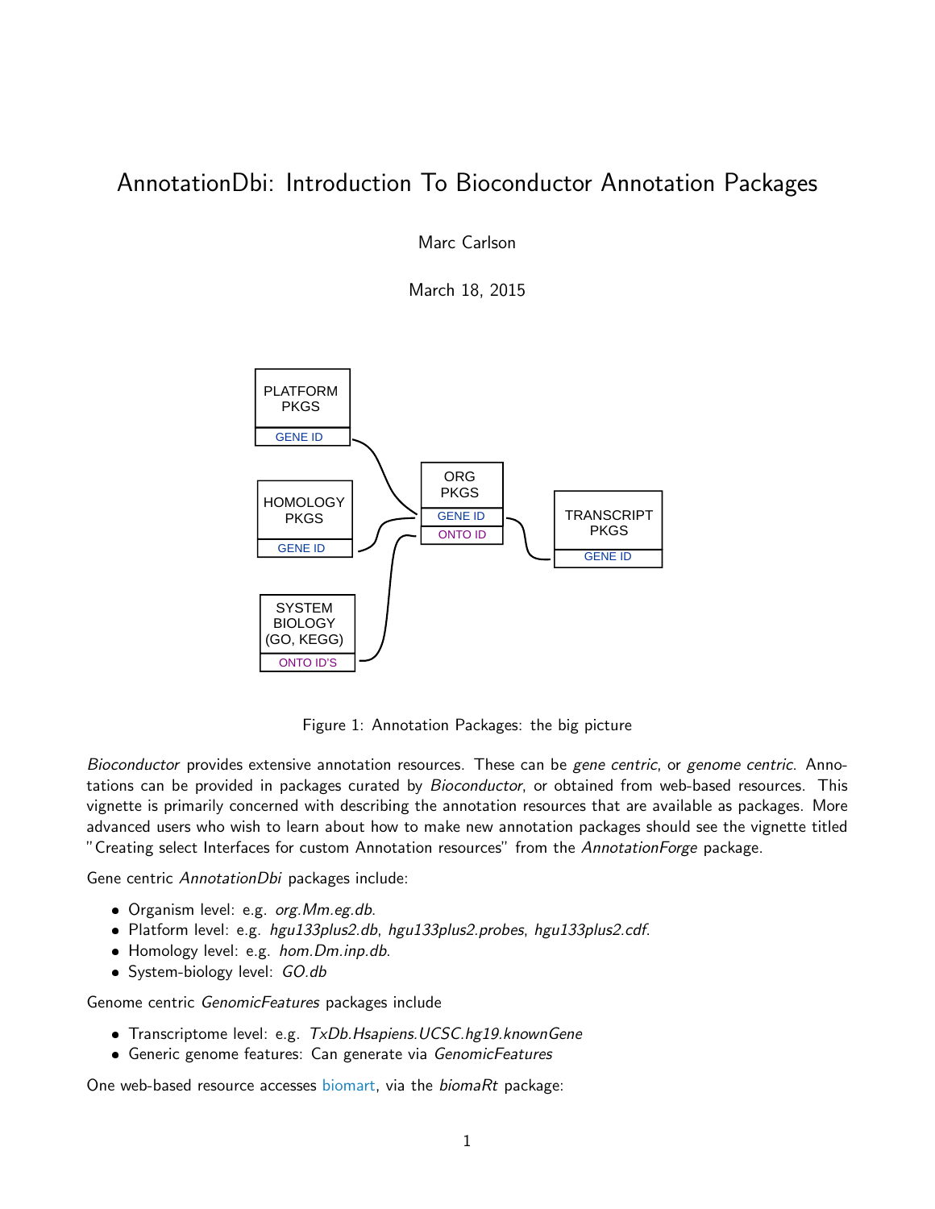# AnnotationDbi: Introduction To Bioconductor Annotation Packages

Marc Carlson

March 18, 2015

Figure 1: Annotation Packages: the big picture

*Bioconductor* provides extensive annotation resources. These can be *gene centric*, or *genome centric*. Annotations can be provided in packages curated by *Bioconductor*, or obtained from web-based resources. This vignette is primarily concerned with describing the annotation resources that are available as packages. More advanced users who wish to learn about how to make new annotation packages should see the vignette titled "Creating select Interfaces for custom Annotation resources" from the *AnnotationForge* package.

Gene centric *AnnotationDbi* packages include:

- Organism level: e.g. *org.Mm.eg.db*.
- Platform level: e.g. *hgu133plus2.db*, *hgu133plus2.probes*, *hgu133plus2.cdf*.
- Homology level: e.g. *hom.Dm.inp.db*.
- System-biology level: *GO.db*

Genome centric *GenomicFeatures* packages include

- Transcriptome level: e.g. *TxDb.Hsapiens.UCSC.hg19.knownGene*
- Generic genome features: Can generate via *GenomicFeatures*

One web-based resource accesses biomart, via the *biomaRt* package: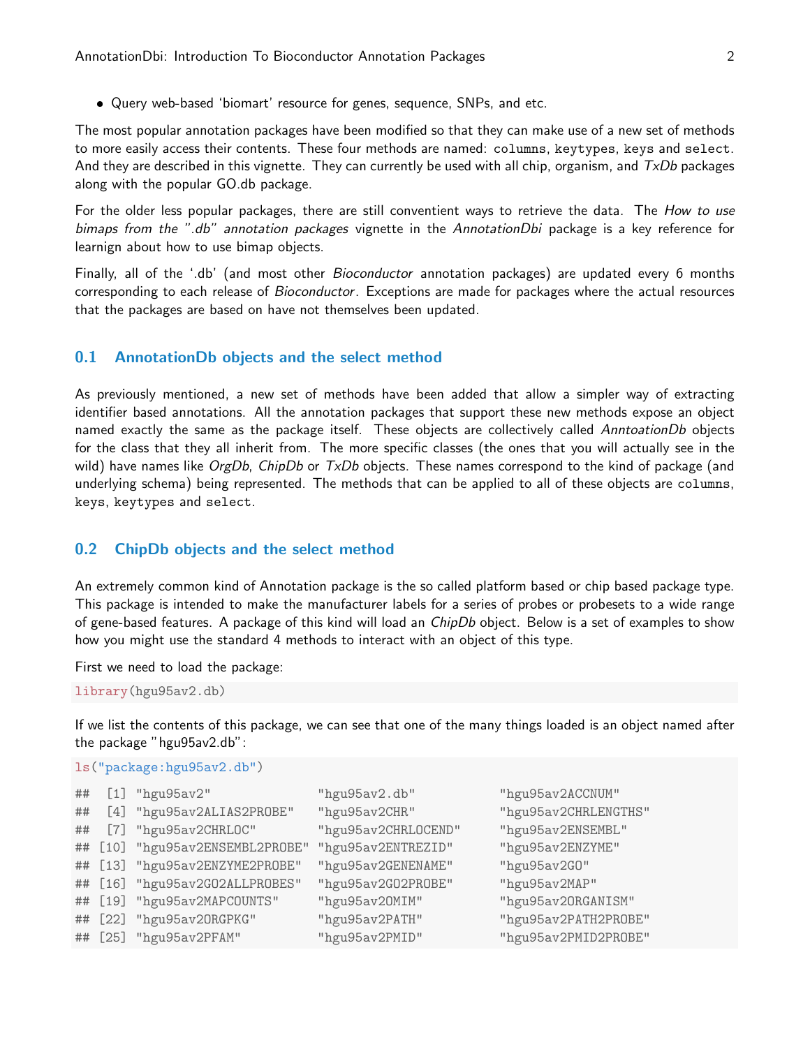- Query web-based 'biomart' resource for genes, sequence, SNPs, and etc.

The most popular annotation packages have been modified so that they can make use of a new set of methods to more easily access their contents. These four methods are named: `columns`, `keytypes`, `keys` and `select`. And they are described in this vignette. They can currently be used with all chip, organism, and *TxDb* packages along with the popular GO.db package.

For the older less popular packages, there are still conventient ways to retrieve the data. The *How to use bimaps from the ".db" annotation packages* vignette in the *AnnotationDbi* package is a key reference for learnign about how to use bimap objects.

Finally, all of the '.db' (and most other *Bioconductor* annotation packages) are updated every 6 months corresponding to each release of *Bioconductor*. Exceptions are made for packages where the actual resources that the packages are based on have not themselves been updated.

## 0.1 AnnotationDb objects and the select method

As previously mentioned, a new set of methods have been added that allow a simpler way of extracting identifier based annotations. All the annotation packages that support these new methods expose an object named exactly the same as the package itself. These objects are collectively called *AnntoationDb* objects for the class that they all inherit from. The more specific classes (the ones that you will actually see in the wild) have names like *OrgDb*, *ChipDb* or *TxDb* objects. These names correspond to the kind of package (and underlying schema) being represented. The methods that can be applied to all of these objects are `columns`, `keys`, `keytypes` and `select`.

## 0.2 ChipDb objects and the select method

An extremely common kind of Annotation package is the so called platform based or chip based package type. This package is intended to make the manufacturer labels for a series of probes or probesets to a wide range of gene-based features. A package of this kind will load an *ChipDb* object. Below is a set of examples to show how you might use the standard 4 methods to interact with an object of this type.

First we need to load the package:

```
library(hgu95av2.db)
```

If we list the contents of this package, we can see that one of the many things loaded is an object named after the package "hgu95av2.db":

```
ls("package:hgu95av2.db")
```

```
##  [1] "hgu95av2"               "hgu95av2.db"            "hgu95av2ACCNUM"
##  [4] "hgu95av2ALIAS2PROBE"    "hgu95av2CHR"            "hgu95av2CHRLENGTHS"
##  [7] "hgu95av2CHRLOC"         "hgu95av2CHRLOCEND"      "hgu95av2ENSEMBL"
## [10] "hgu95av2ENSEMBL2PROBE"  "hgu95av2ENTREZID"       "hgu95av2ENZYME"
## [13] "hgu95av2ENZYME2PROBE"   "hgu95av2GENENAME"       "hgu95av2GO"
## [16] "hgu95av2GO2ALLPROBES"   "hgu95av2GO2PROBE"       "hgu95av2MAP"
## [19] "hgu95av2MAPCOUNTS"      "hgu95av2OMIM"           "hgu95av2ORGANISM"
## [22] "hgu95av2ORGPKG"         "hgu95av2PATH"           "hgu95av2PATH2PROBE"
## [25] "hgu95av2PFAM"           "hgu95av2PMID"           "hgu95av2PMID2PROBE"
```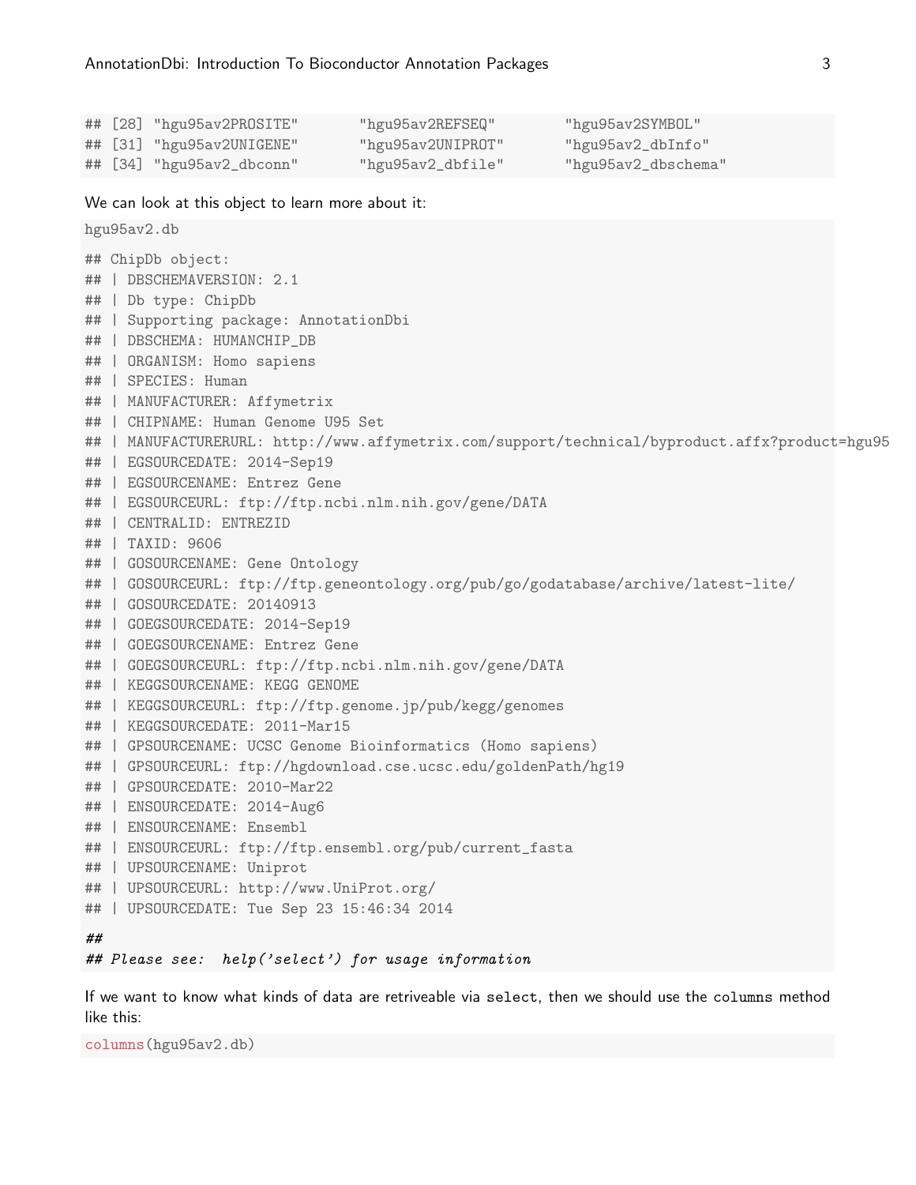```
## [28] "hgu95av2PROSITE"       "hgu95av2REFSEQ"        "hgu95av2SYMBOL"
## [31] "hgu95av2UNIGENE"       "hgu95av2UNIPROT"       "hgu95av2_dbInfo"
## [34] "hgu95av2_dbconn"       "hgu95av2_dbfile"       "hgu95av2_dbschema"
```

We can look at this object to learn more about it:

```
hgu95av2.db
```

```
## ChipDb object:
## | DBSCHEMAVERSION: 2.1
## | Db type: ChipDb
## | Supporting package: AnnotationDbi
## | DBSCHEMA: HUMANCHIP_DB
## | ORGANISM: Homo sapiens
## | SPECIES: Human
## | MANUFACTURER: Affymetrix
## | CHIPNAME: Human Genome U95 Set
## | MANUFACTURERURL: http://www.affymetrix.com/support/technical/byproduct.affx?product=hgu95
## | EGSOURCEDATE: 2014-Sep19
## | EGSOURCENAME: Entrez Gene
## | EGSOURCEURL: ftp://ftp.ncbi.nlm.nih.gov/gene/DATA
## | CENTRALID: ENTREZID
## | TAXID: 9606
## | GOSOURCENAME: Gene Ontology
## | GOSOURCEURL: ftp://ftp.geneontology.org/pub/go/godatabase/archive/latest-lite/
## | GOSOURCEDATE: 20140913
## | GOEGSOURCEDATE: 2014-Sep19
## | GOEGSOURCENAME: Entrez Gene
## | GOEGSOURCEURL: ftp://ftp.ncbi.nlm.nih.gov/gene/DATA
## | KEGGSOURCENAME: KEGG GENOME
## | KEGGSOURCEURL: ftp://ftp.genome.jp/pub/kegg/genomes
## | KEGGSOURCEDATE: 2011-Mar15
## | GPSOURCENAME: UCSC Genome Bioinformatics (Homo sapiens)
## | GPSOURCEURL: ftp://hgdownload.cse.ucsc.edu/goldenPath/hg19
## | GPSOURCEDATE: 2010-Mar22
## | ENSOURCEDATE: 2014-Aug6
## | ENSOURCENAME: Ensembl
## | ENSOURCEURL: ftp://ftp.ensembl.org/pub/current_fasta
## | UPSOURCENAME: Uniprot
## | UPSOURCEURL: http://www.UniProt.org/
## | UPSOURCEDATE: Tue Sep 23 15:46:34 2014

##
## Please see:  help('select') for usage information
```

If we want to know what kinds of data are retriveable via `select`, then we should use the `columns` method like this:

```
columns(hgu95av2.db)
```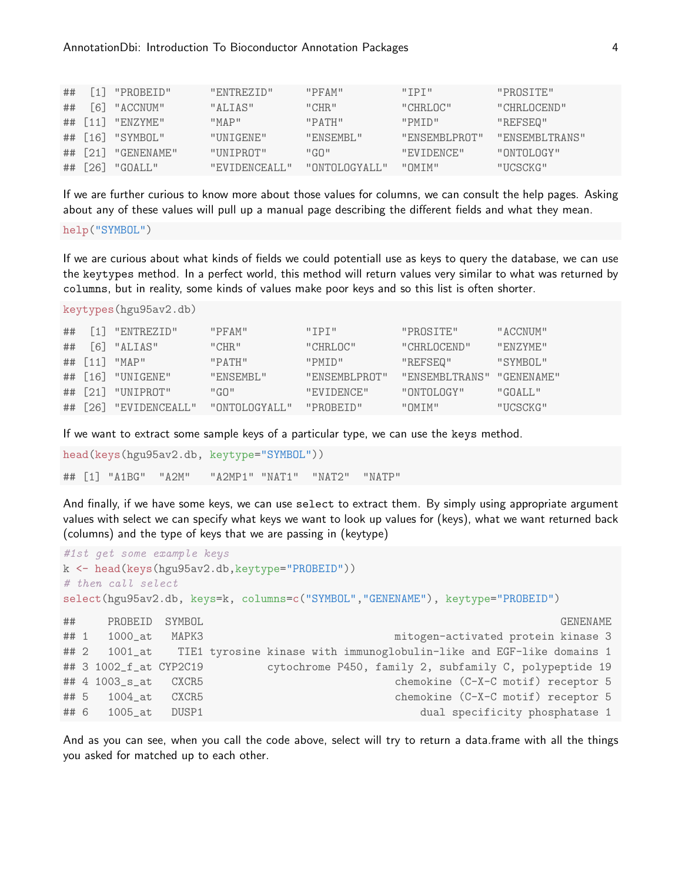```
##  [1] "PROBEID"      "ENTREZID"     "PFAM"         "IPI"          "PROSITE"
##  [6] "ACCNUM"       "ALIAS"        "CHR"          "CHRLOC"       "CHRLOCEND"
## [11] "ENZYME"       "MAP"          "PATH"         "PMID"         "REFSEQ"
## [16] "SYMBOL"       "UNIGENE"      "ENSEMBL"      "ENSEMBLPROT"  "ENSEMBLTRANS"
## [21] "GENENAME"     "UNIPROT"      "GO"           "EVIDENCE"     "ONTOLOGY"
## [26] "GOALL"        "EVIDENCEALL"  "ONTOLOGYALL"  "OMIM"         "UCSCKG"
```

If we are further curious to know more about those values for columns, we can consult the help pages. Asking about any of these values will pull up a manual page describing the different fields and what they mean.

```
help("SYMBOL")
```

If we are curious about what kinds of fields we could potentiall use as keys to query the database, we can use the keytypes method. In a perfect world, this method will return values very similar to what was returned by columns, but in reality, some kinds of values make poor keys and so this list is often shorter.

```
keytypes(hgu95av2.db)
```

```
##  [1] "ENTREZID"     "PFAM"         "IPI"          "PROSITE"      "ACCNUM"
##  [6] "ALIAS"        "CHR"          "CHRLOC"       "CHRLOCEND"    "ENZYME"
## [11] "MAP"          "PATH"         "PMID"         "REFSEQ"       "SYMBOL"
## [16] "UNIGENE"      "ENSEMBL"      "ENSEMBLPROT"  "ENSEMBLTRANS" "GENENAME"
## [21] "UNIPROT"      "GO"           "EVIDENCE"     "ONTOLOGY"     "GOALL"
## [26] "EVIDENCEALL"  "ONTOLOGYALL"  "PROBEID"      "OMIM"         "UCSCKG"
```

If we want to extract some sample keys of a particular type, we can use the keys method.

```
head(keys(hgu95av2.db, keytype="SYMBOL"))
```

```
## [1] "A1BG"  "A2M"   "A2MP1" "NAT1"  "NAT2"  "NATP"
```

And finally, if we have some keys, we can use select to extract them. By simply using appropriate argument values with select we can specify what keys we want to look up values for (keys), what we want returned back (columns) and the type of keys that we are passing in (keytype)

```
#1st get some example keys
k <- head(keys(hgu95av2.db,keytype="PROBEID"))
# then call select
select(hgu95av2.db, keys=k, columns=c("SYMBOL","GENENAME"), keytype="PROBEID")
```

```
##     PROBEID  SYMBOL                                                        GENENAME
## 1   1000_at   MAPK3                                 mitogen-activated protein kinase 3
## 2   1001_at    TIE1 tyrosine kinase with immunoglobulin-like and EGF-like domains 1
## 3 1002_f_at CYP2C19          cytochrome P450, family 2, subfamily C, polypeptide 19
## 4 1003_s_at   CXCR5                                 chemokine (C-X-C motif) receptor 5
## 5   1004_at   CXCR5                                 chemokine (C-X-C motif) receptor 5
## 6   1005_at   DUSP1                                      dual specificity phosphatase 1
```

And as you can see, when you call the code above, select will try to return a data.frame with all the things you asked for matched up to each other.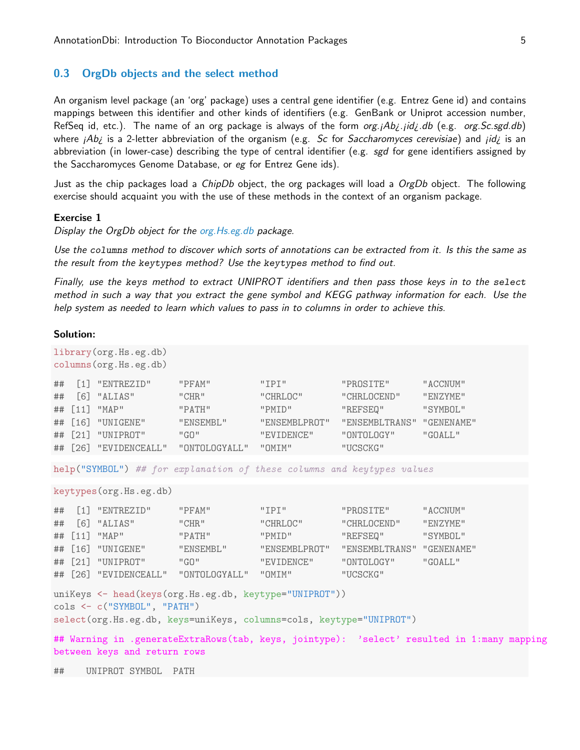## 0.3 OrgDb objects and the select method

An organism level package (an 'org' package) uses a central gene identifier (e.g. Entrez Gene id) and contains mappings between this identifier and other kinds of identifiers (e.g. GenBank or Uniprot accession number, RefSeq id, etc.). The name of an org package is always of the form *org.¡Ab¿.¡id¿.db* (e.g. *org.Sc.sgd.db*) where *¡Ab¿* is a 2-letter abbreviation of the organism (e.g. *Sc* for *Saccharomyces cerevisiae*) and *¡id¿* is an abbreviation (in lower-case) describing the type of central identifier (e.g. *sgd* for gene identifiers assigned by the Saccharomyces Genome Database, or *eg* for Entrez Gene ids).

Just as the chip packages load a *ChipDb* object, the org packages will load a *OrgDb* object. The following exercise should acquaint you with the use of these methods in the context of an organism package.

**Exercise 1**

*Display the OrgDb object for the org.Hs.eg.db package.*

*Use the `columns` method to discover which sorts of annotations can be extracted from it. Is this the same as the result from the `keytypes` method? Use the `keytypes` method to find out.*

*Finally, use the `keys` method to extract UNIPROT identifiers and then pass those keys in to the `select` method in such a way that you extract the gene symbol and KEGG pathway information for each. Use the help system as needed to learn which values to pass in to columns in order to achieve this.*

**Solution:**

```
library(org.Hs.eg.db)
columns(org.Hs.eg.db)

##  [1] "ENTREZID"     "PFAM"         "IPI"          "PROSITE"      "ACCNUM"
##  [6] "ALIAS"        "CHR"          "CHRLOC"       "CHRLOCEND"    "ENZYME"
## [11] "MAP"          "PATH"         "PMID"         "REFSEQ"       "SYMBOL"
## [16] "UNIGENE"      "ENSEMBL"      "ENSEMBLPROT"  "ENSEMBLTRANS" "GENENAME"
## [21] "UNIPROT"      "GO"           "EVIDENCE"     "ONTOLOGY"     "GOALL"
## [26] "EVIDENCEALL"  "ONTOLOGYALL"  "OMIM"         "UCSCKG"
```

```
help("SYMBOL") ## for explanation of these columns and keytypes values
```

```
keytypes(org.Hs.eg.db)

##  [1] "ENTREZID"     "PFAM"         "IPI"          "PROSITE"      "ACCNUM"
##  [6] "ALIAS"        "CHR"          "CHRLOC"       "CHRLOCEND"    "ENZYME"
## [11] "MAP"          "PATH"         "PMID"         "REFSEQ"       "SYMBOL"
## [16] "UNIGENE"      "ENSEMBL"      "ENSEMBLPROT"  "ENSEMBLTRANS" "GENENAME"
## [21] "UNIPROT"      "GO"           "EVIDENCE"     "ONTOLOGY"     "GOALL"
## [26] "EVIDENCEALL"  "ONTOLOGYALL"  "OMIM"         "UCSCKG"

uniKeys <- head(keys(org.Hs.eg.db, keytype="UNIPROT"))
cols <- c("SYMBOL", "PATH")
select(org.Hs.eg.db, keys=uniKeys, columns=cols, keytype="UNIPROT")

## Warning in .generateExtraRows(tab, keys, jointype): 'select' resulted in 1:many mapping
between keys and return rows

##    UNIPROT SYMBOL  PATH
```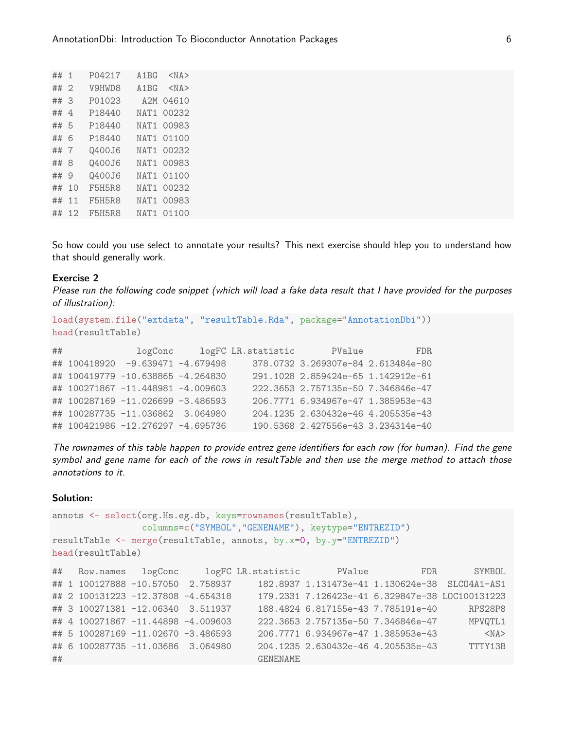```
## 1   P04217   A1BG  <NA>
## 2   V9HWD8   A1BG  <NA>
## 3   P01023    A2M 04610
## 4   P18440   NAT1 00232
## 5   P18440   NAT1 00983
## 6   P18440   NAT1 01100
## 7   Q400J6   NAT1 00232
## 8   Q400J6   NAT1 00983
## 9   Q400J6   NAT1 01100
## 10  F5H5R8   NAT1 00232
## 11  F5H5R8   NAT1 00983
## 12  F5H5R8   NAT1 01100
```

So how could you use select to annotate your results? This next exercise should hlep you to understand how that should generally work.

**Exercise 2**
*Please run the following code snippet (which will load a fake data result that I have provided for the purposes of illustration):*

```
load(system.file("extdata", "resultTable.Rda", package="AnnotationDbi"))
head(resultTable)

##              logConc     logFC LR.statistic       PValue          FDR
## 100418920  -9.639471 -4.679498     378.0732 3.269307e-84 2.613484e-80
## 100419779 -10.638865 -4.264830     291.1028 2.859424e-65 1.142912e-61
## 100271867 -11.448981 -4.009603     222.3653 2.757135e-50 7.346846e-47
## 100287169 -11.026699 -3.486593     206.7771 6.934967e-47 1.385953e-43
## 100287735 -11.036862  3.064980     204.1235 2.630432e-46 4.205535e-43
## 100421986 -12.276297 -4.695736     190.5368 2.427556e-43 3.234314e-40
```

*The rownames of this table happen to provide entrez gene identifiers for each row (for human). Find the gene symbol and gene name for each of the rows in resultTable and then use the merge method to attach those annotations to it.*

**Solution:**

```
annots <- select(org.Hs.eg.db, keys=rownames(resultTable),
                 columns=c("SYMBOL","GENENAME"), keytype="ENTREZID")
resultTable <- merge(resultTable, annots, by.x=0, by.y="ENTREZID")
head(resultTable)

##   Row.names   logConc     logFC LR.statistic       PValue          FDR       SYMBOL
## 1 100127888 -10.57050  2.758937     182.8937 1.131473e-41 1.130624e-38  SLCO4A1-AS1
## 2 100131223 -12.37808 -4.654318     179.2331 7.126423e-41 6.329847e-38 LOC100131223
## 3 100271381 -12.06340  3.511937     188.4824 6.817155e-43 7.785191e-40      RPS28P8
## 4 100271867 -11.44898 -4.009603     222.3653 2.757135e-50 7.346846e-47      MPVQTL1
## 5 100287169 -11.02670 -3.486593     206.7771 6.934967e-47 1.385953e-43         <NA>
## 6 100287735 -11.03686  3.064980     204.1235 2.630432e-46 4.205535e-43      TTTY13B
##                                         GENENAME
```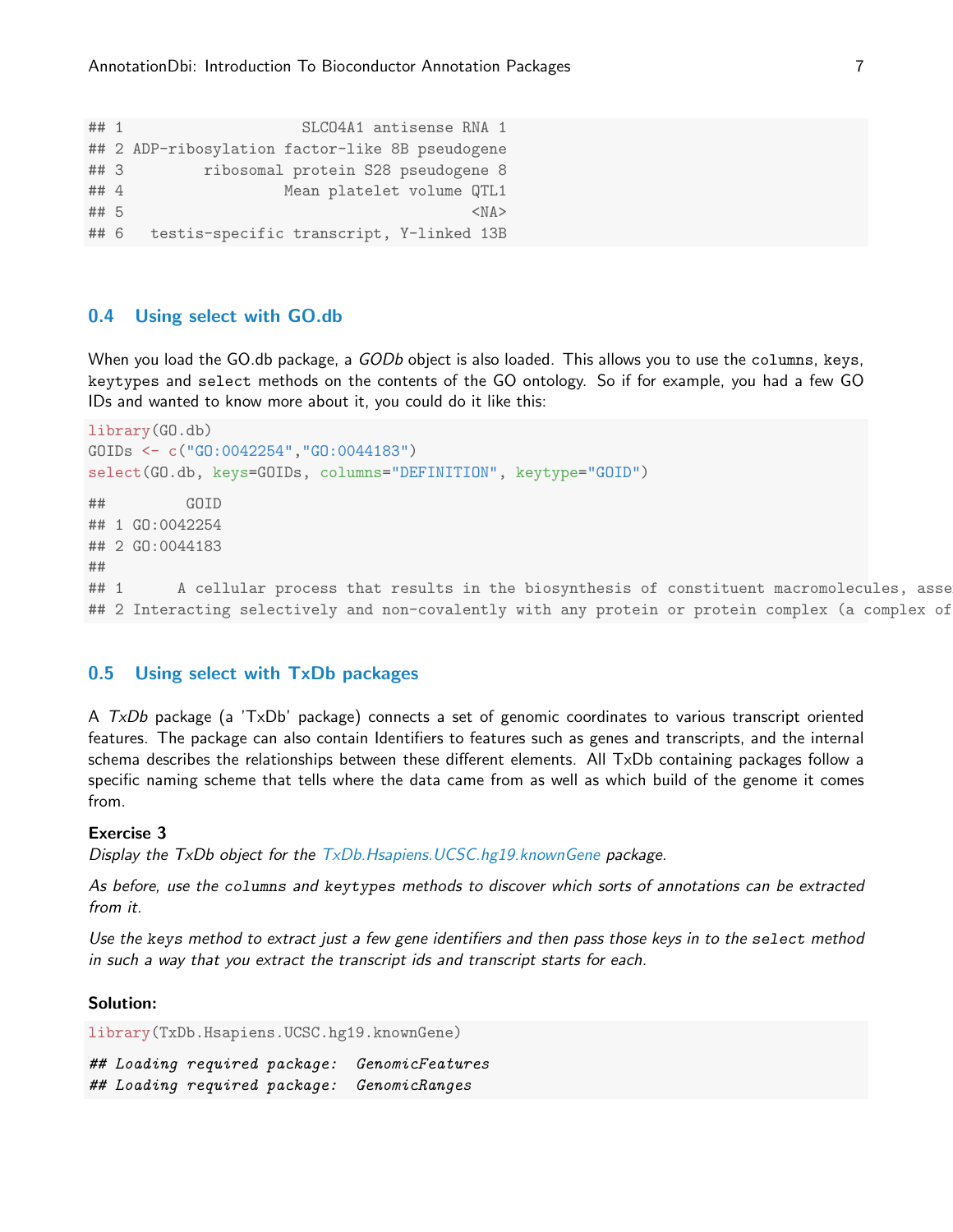```
## 1                    SLCO4A1 antisense RNA 1
## 2 ADP-ribosylation factor-like 8B pseudogene
## 3         ribosomal protein S28 pseudogene 8
## 4                  Mean platelet volume QTL1
## 5                                       <NA>
## 6   testis-specific transcript, Y-linked 13B
```

## 0.4 Using select with GO.db

When you load the GO.db package, a *GODb* object is also loaded. This allows you to use the `columns`, `keys`, `keytypes` and `select` methods on the contents of the GO ontology. So if for example, you had a few GO IDs and wanted to know more about it, you could do it like this:

```
library(GO.db)
GOIDs <- c("GO:0042254","GO:0044183")
select(GO.db, keys=GOIDs, columns="DEFINITION", keytype="GOID")
```

```
##         GOID
## 1 GO:0042254
## 2 GO:0044183
##
## 1      A cellular process that results in the biosynthesis of constituent macromolecules, asse
## 2 Interacting selectively and non-covalently with any protein or protein complex (a complex of
```

## 0.5 Using select with TxDb packages

A *TxDb* package (a 'TxDb' package) connects a set of genomic coordinates to various transcript oriented features. The package can also contain Identifiers to features such as genes and transcripts, and the internal schema describes the relationships between these different elements. All TxDb containing packages follow a specific naming scheme that tells where the data came from as well as which build of the genome it comes from.

**Exercise 3**

*Display the TxDb object for the TxDb.Hsapiens.UCSC.hg19.knownGene package.*

*As before, use the `columns` and `keytypes` methods to discover which sorts of annotations can be extracted from it.*

*Use the `keys` method to extract just a few gene identifiers and then pass those keys in to the `select` method in such a way that you extract the transcript ids and transcript starts for each.*

**Solution:**

```
library(TxDb.Hsapiens.UCSC.hg19.knownGene)
```

```
## Loading required package:  GenomicFeatures
## Loading required package:  GenomicRanges
```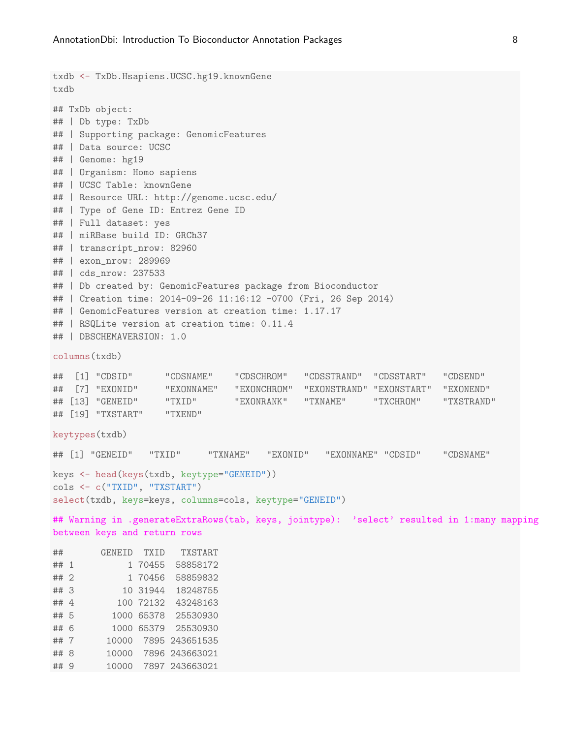```
txdb <- TxDb.Hsapiens.UCSC.hg19.knownGene
txdb

## TxDb object:
## | Db type: TxDb
## | Supporting package: GenomicFeatures
## | Data source: UCSC
## | Genome: hg19
## | Organism: Homo sapiens
## | UCSC Table: knownGene
## | Resource URL: http://genome.ucsc.edu/
## | Type of Gene ID: Entrez Gene ID
## | Full dataset: yes
## | miRBase build ID: GRCh37
## | transcript_nrow: 82960
## | exon_nrow: 289969
## | cds_nrow: 237533
## | Db created by: GenomicFeatures package from Bioconductor
## | Creation time: 2014-09-26 11:16:12 -0700 (Fri, 26 Sep 2014)
## | GenomicFeatures version at creation time: 1.17.17
## | RSQLite version at creation time: 0.11.4
## | DBSCHEMAVERSION: 1.0

columns(txdb)

##  [1] "CDSID"      "CDSNAME"    "CDSCHROM"   "CDSSTRAND"  "CDSSTART"   "CDSEND"
##  [7] "EXONID"     "EXONNAME"   "EXONCHROM"  "EXONSTRAND" "EXONSTART"  "EXONEND"
## [13] "GENEID"     "TXID"       "EXONRANK"   "TXNAME"     "TXCHROM"    "TXSTRAND"
## [19] "TXSTART"    "TXEND"

keytypes(txdb)

## [1] "GENEID"   "TXID"     "TXNAME"   "EXONID"   "EXONNAME" "CDSID"    "CDSNAME"

keys <- head(keys(txdb, keytype="GENEID"))
cols <- c("TXID", "TXSTART")
select(txdb, keys=keys, columns=cols, keytype="GENEID")

## Warning in .generateExtraRows(tab, keys, jointype):  'select' resulted in 1:many mapping
between keys and return rows

##      GENEID  TXID   TXSTART
## 1         1 70455  58858172
## 2         1 70456  58859832
## 3        10 31944  18248755
## 4       100 72132  43248163
## 5      1000 65378  25530930
## 6      1000 65379  25530930
## 7     10000  7895 243651535
## 8     10000  7896 243663021
## 9     10000  7897 243663021
```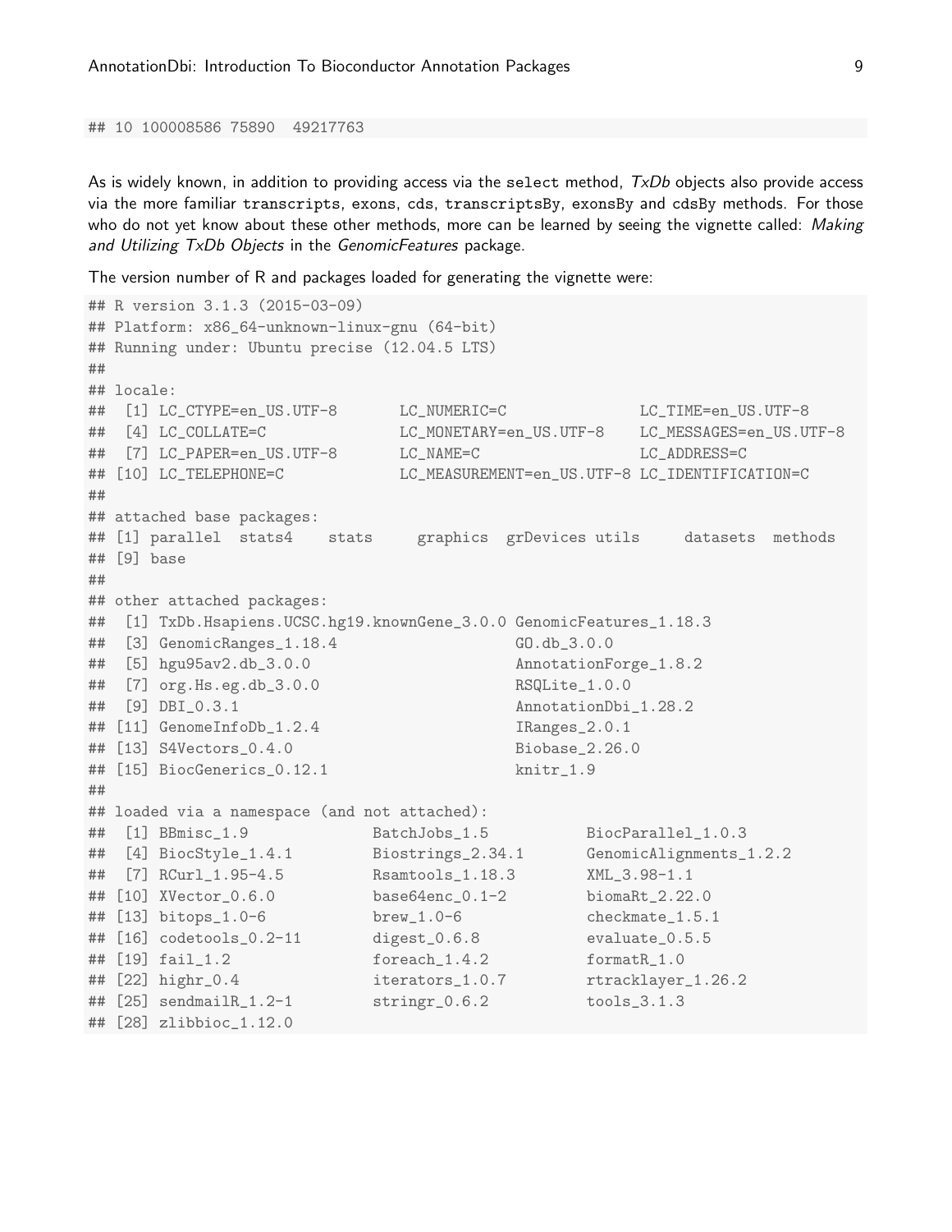```
## 10 100008586 75890  49217763
```

As is widely known, in addition to providing access via the `select` method, *TxDb* objects also provide access via the more familiar `transcripts`, `exons`, `cds`, `transcriptsBy`, `exonsBy` and `cdsBy` methods. For those who do not yet know about these other methods, more can be learned by seeing the vignette called: *Making and Utilizing TxDb Objects* in the *GenomicFeatures* package.

The version number of R and packages loaded for generating the vignette were:

```
## R version 3.1.3 (2015-03-09)
## Platform: x86_64-unknown-linux-gnu (64-bit)
## Running under: Ubuntu precise (12.04.5 LTS)
##
## locale:
##  [1] LC_CTYPE=en_US.UTF-8       LC_NUMERIC=C               LC_TIME=en_US.UTF-8
##  [4] LC_COLLATE=C               LC_MONETARY=en_US.UTF-8    LC_MESSAGES=en_US.UTF-8
##  [7] LC_PAPER=en_US.UTF-8       LC_NAME=C                  LC_ADDRESS=C
## [10] LC_TELEPHONE=C             LC_MEASUREMENT=en_US.UTF-8 LC_IDENTIFICATION=C
##
## attached base packages:
## [1] parallel  stats4    stats     graphics  grDevices utils     datasets  methods
## [9] base
##
## other attached packages:
##  [1] TxDb.Hsapiens.UCSC.hg19.knownGene_3.0.0 GenomicFeatures_1.18.3
##  [3] GenomicRanges_1.18.4                    GO.db_3.0.0
##  [5] hgu95av2.db_3.0.0                       AnnotationForge_1.8.2
##  [7] org.Hs.eg.db_3.0.0                      RSQLite_1.0.0
##  [9] DBI_0.3.1                               AnnotationDbi_1.28.2
## [11] GenomeInfoDb_1.2.4                      IRanges_2.0.1
## [13] S4Vectors_0.4.0                         Biobase_2.26.0
## [15] BiocGenerics_0.12.1                     knitr_1.9
##
## loaded via a namespace (and not attached):
##  [1] BBmisc_1.9              BatchJobs_1.5           BiocParallel_1.0.3
##  [4] BiocStyle_1.4.1         Biostrings_2.34.1       GenomicAlignments_1.2.2
##  [7] RCurl_1.95-4.5          Rsamtools_1.18.3        XML_3.98-1.1
## [10] XVector_0.6.0           base64enc_0.1-2         biomaRt_2.22.0
## [13] bitops_1.0-6            brew_1.0-6              checkmate_1.5.1
## [16] codetools_0.2-11        digest_0.6.8            evaluate_0.5.5
## [19] fail_1.2                foreach_1.4.2           formatR_1.0
## [22] highr_0.4               iterators_1.0.7         rtracklayer_1.26.2
## [25] sendmailR_1.2-1         stringr_0.6.2           tools_3.1.3
## [28] zlibbioc_1.12.0
```